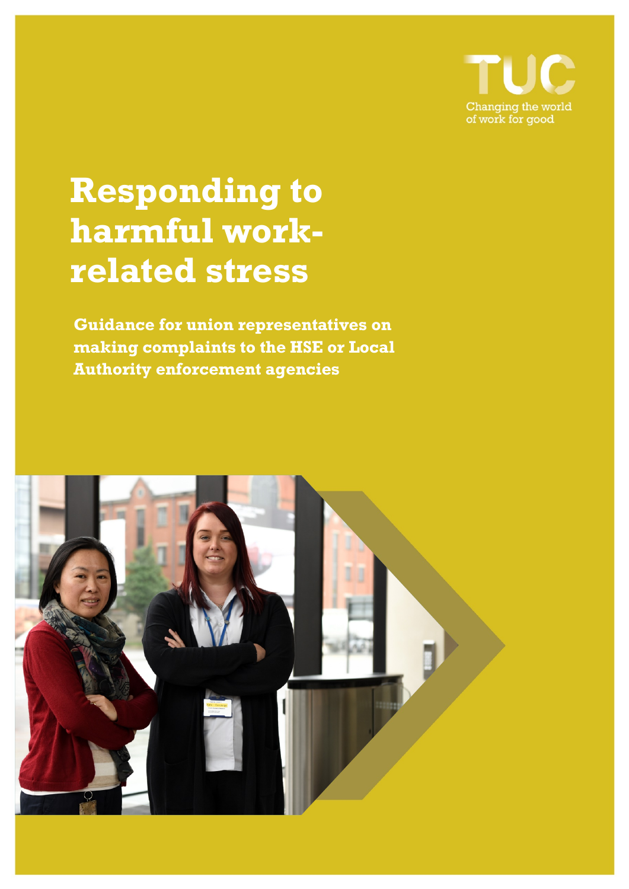TUC

Changing the world of work for good

# Responding to harmful work-related stress

**Guidance for union representatives on making complaints to the HSE or Local Authority enforcement agencies**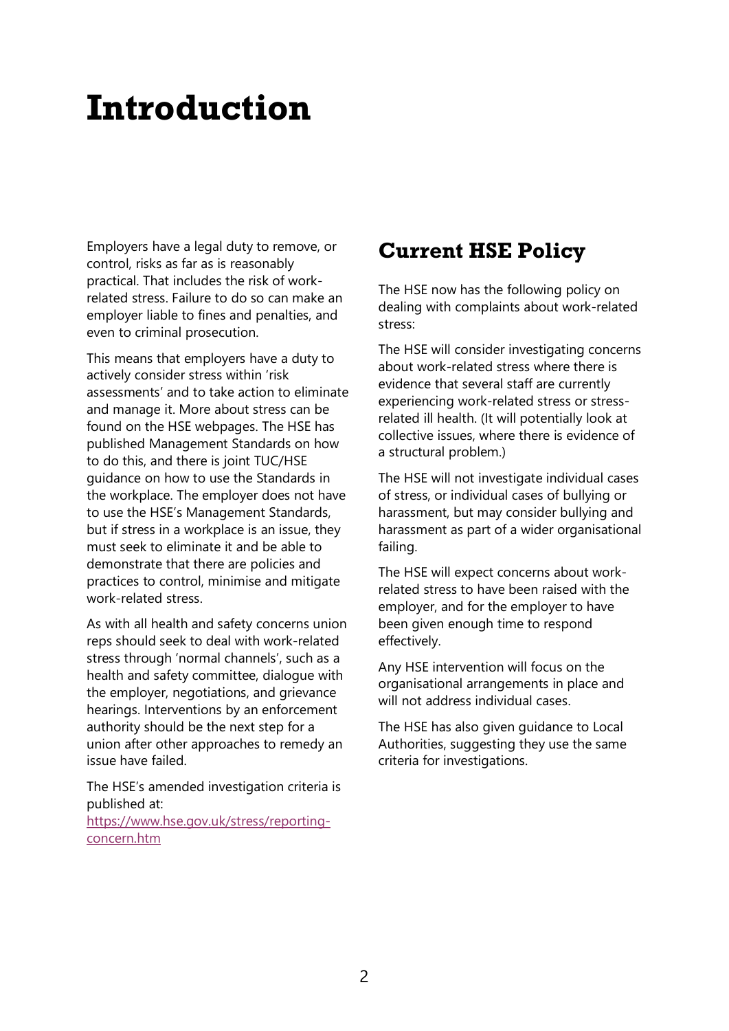# Introduction

Employers have a legal duty to remove, or control, risks as far as is reasonably practical. That includes the risk of work-related stress. Failure to do so can make an employer liable to fines and penalties, and even to criminal prosecution.

This means that employers have a duty to actively consider stress within 'risk assessments' and to take action to eliminate and manage it. More about stress can be found on the HSE webpages. The HSE has published Management Standards on how to do this, and there is joint TUC/HSE guidance on how to use the Standards in the workplace. The employer does not have to use the HSE's Management Standards, but if stress in a workplace is an issue, they must seek to eliminate it and be able to demonstrate that there are policies and practices to control, minimise and mitigate work-related stress.

As with all health and safety concerns union reps should seek to deal with work-related stress through 'normal channels', such as a health and safety committee, dialogue with the employer, negotiations, and grievance hearings. Interventions by an enforcement authority should be the next step for a union after other approaches to remedy an issue have failed.

The HSE's amended investigation criteria is published at:
[https://www.hse.gov.uk/stress/reporting-concern.htm](https://www.hse.gov.uk/stress/reporting-concern.htm)

## Current HSE Policy

The HSE now has the following policy on dealing with complaints about work-related stress:

The HSE will consider investigating concerns about work-related stress where there is evidence that several staff are currently experiencing work-related stress or stress-related ill health. (It will potentially look at collective issues, where there is evidence of a structural problem.)

The HSE will not investigate individual cases of stress, or individual cases of bullying or harassment, but may consider bullying and harassment as part of a wider organisational failing.

The HSE will expect concerns about work-related stress to have been raised with the employer, and for the employer to have been given enough time to respond effectively.

Any HSE intervention will focus on the organisational arrangements in place and will not address individual cases.

The HSE has also given guidance to Local Authorities, suggesting they use the same criteria for investigations.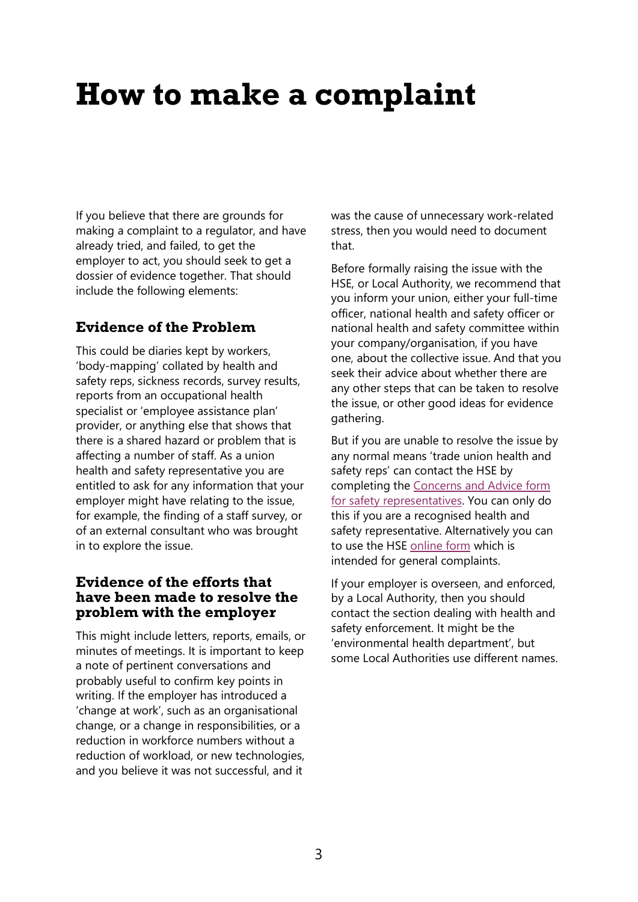# How to make a complaint

If you believe that there are grounds for making a complaint to a regulator, and have already tried, and failed, to get the employer to act, you should seek to get a dossier of evidence together. That should include the following elements:

### Evidence of the Problem

This could be diaries kept by workers, 'body-mapping' collated by health and safety reps, sickness records, survey results, reports from an occupational health specialist or 'employee assistance plan' provider, or anything else that shows that there is a shared hazard or problem that is affecting a number of staff. As a union health and safety representative you are entitled to ask for any information that your employer might have relating to the issue, for example, the finding of a staff survey, or of an external consultant who was brought in to explore the issue.

### Evidence of the efforts that have been made to resolve the problem with the employer

This might include letters, reports, emails, or minutes of meetings. It is important to keep a note of pertinent conversations and probably useful to confirm key points in writing. If the employer has introduced a 'change at work', such as an organisational change, or a change in responsibilities, or a reduction in workforce numbers without a reduction of workload, or new technologies, and you believe it was not successful, and it was the cause of unnecessary work-related stress, then you would need to document that.

Before formally raising the issue with the HSE, or Local Authority, we recommend that you inform your union, either your full-time officer, national health and safety officer or national health and safety committee within your company/organisation, if you have one, about the collective issue. And that you seek their advice about whether there are any other steps that can be taken to resolve the issue, or other good ideas for evidence gathering.

But if you are unable to resolve the issue by any normal means 'trade union health and safety reps' can contact the HSE by completing the Concerns and Advice form for safety representatives. You can only do this if you are a recognised health and safety representative. Alternatively you can to use the HSE online form which is intended for general complaints.

If your employer is overseen, and enforced, by a Local Authority, then you should contact the section dealing with health and safety enforcement. It might be the 'environmental health department', but some Local Authorities use different names.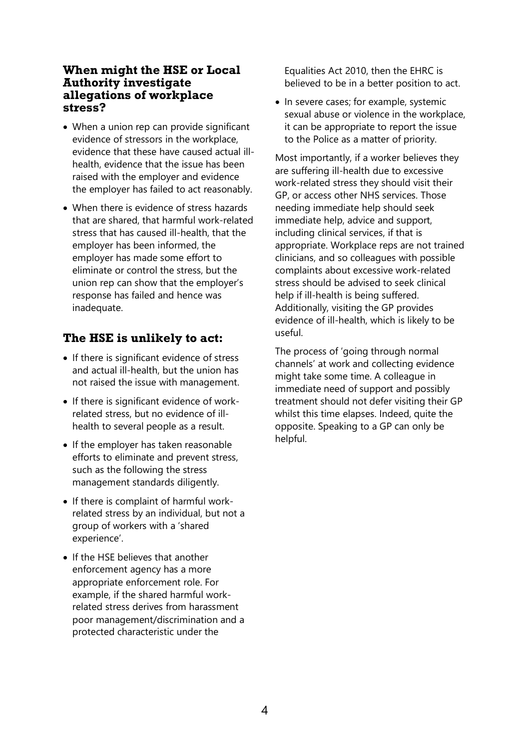### When might the HSE or Local Authority investigate allegations of workplace stress?

- When a union rep can provide significant evidence of stressors in the workplace, evidence that these have caused actual ill-health, evidence that the issue has been raised with the employer and evidence the employer has failed to act reasonably.
- When there is evidence of stress hazards that are shared, that harmful work-related stress that has caused ill-health, that the employer has been informed, the employer has made some effort to eliminate or control the stress, but the union rep can show that the employer's response has failed and hence was inadequate.

## The HSE is unlikely to act:

- If there is significant evidence of stress and actual ill-health, but the union has not raised the issue with management.
- If there is significant evidence of work-related stress, but no evidence of ill-health to several people as a result.
- If the employer has taken reasonable efforts to eliminate and prevent stress, such as the following the stress management standards diligently.
- If there is complaint of harmful work-related stress by an individual, but not a group of workers with a 'shared experience'.
- If the HSE believes that another enforcement agency has a more appropriate enforcement role. For example, if the shared harmful work-related stress derives from harassment poor management/discrimination and a protected characteristic under the Equalities Act 2010, then the EHRC is believed to be in a better position to act.
- In severe cases; for example, systemic sexual abuse or violence in the workplace, it can be appropriate to report the issue to the Police as a matter of priority.

Most importantly, if a worker believes they are suffering ill-health due to excessive work-related stress they should visit their GP, or access other NHS services. Those needing immediate help should seek immediate help, advice and support, including clinical services, if that is appropriate. Workplace reps are not trained clinicians, and so colleagues with possible complaints about excessive work-related stress should be advised to seek clinical help if ill-health is being suffered. Additionally, visiting the GP provides evidence of ill-health, which is likely to be useful.

The process of 'going through normal channels' at work and collecting evidence might take some time. A colleague in immediate need of support and possibly treatment should not defer visiting their GP whilst this time elapses. Indeed, quite the opposite. Speaking to a GP can only be helpful.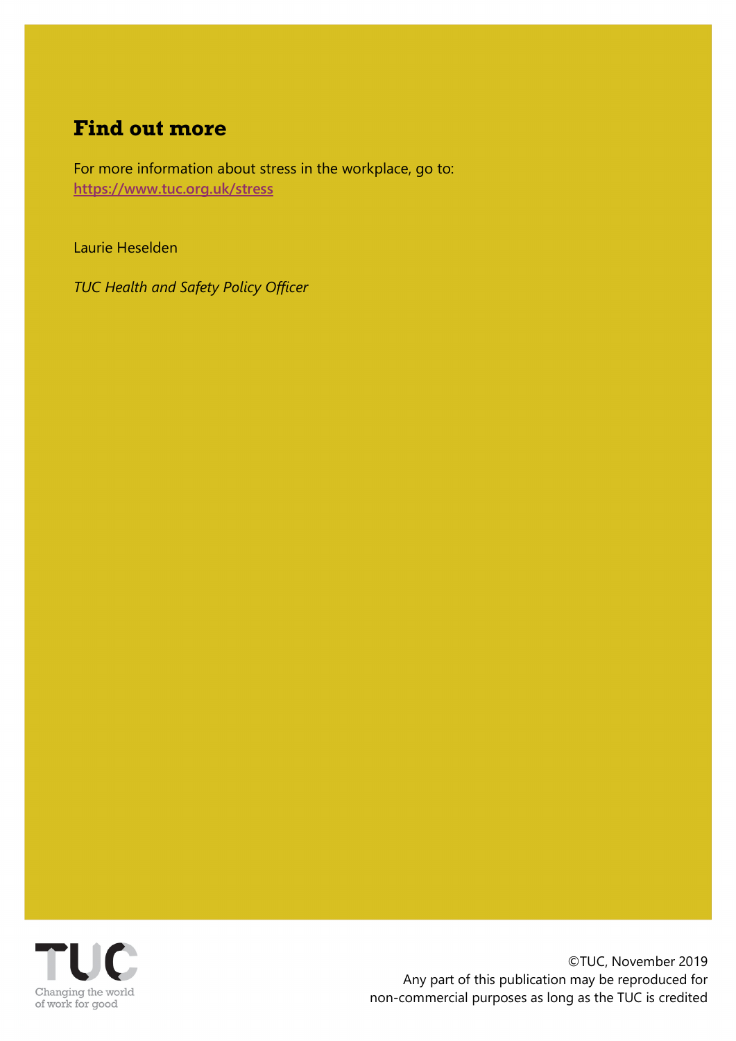## Find out more

For more information about stress in the workplace, go to:
https://www.tuc.org.uk/stress

Laurie Heselden

*TUC Health and Safety Policy Officer*

TUC
Changing the world of work for good

©TUC, November 2019
Any part of this publication may be reproduced for non-commercial purposes as long as the TUC is credited